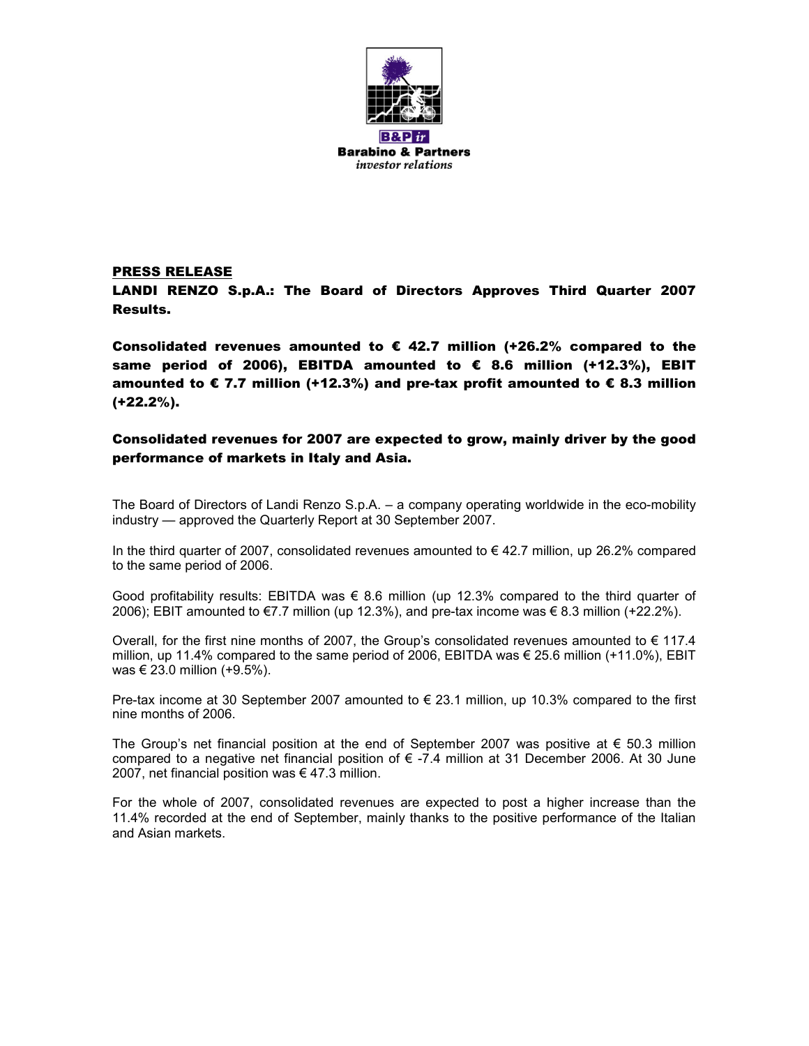B&P ir
Barabino & Partners
*investor relations*

**PRESS RELEASE**

## LANDI RENZO S.p.A.: The Board of Directors Approves Third Quarter 2007 Results.

### Consolidated revenues amounted to € 42.7 million (+26.2% compared to the same period of 2006), EBITDA amounted to € 8.6 million (+12.3%), EBIT amounted to € 7.7 million (+12.3%) and pre-tax profit amounted to € 8.3 million (+22.2%).

### Consolidated revenues for 2007 are expected to grow, mainly driver by the good performance of markets in Italy and Asia.

The Board of Directors of Landi Renzo S.p.A. – a company operating worldwide in the eco-mobility industry — approved the Quarterly Report at 30 September 2007.

In the third quarter of 2007, consolidated revenues amounted to € 42.7 million, up 26.2% compared to the same period of 2006.

Good profitability results: EBITDA was € 8.6 million (up 12.3% compared to the third quarter of 2006); EBIT amounted to €7.7 million (up 12.3%), and pre-tax income was € 8.3 million (+22.2%).

Overall, for the first nine months of 2007, the Group's consolidated revenues amounted to € 117.4 million, up 11.4% compared to the same period of 2006, EBITDA was € 25.6 million (+11.0%), EBIT was € 23.0 million (+9.5%).

Pre-tax income at 30 September 2007 amounted to € 23.1 million, up 10.3% compared to the first nine months of 2006.

The Group's net financial position at the end of September 2007 was positive at € 50.3 million compared to a negative net financial position of € -7.4 million at 31 December 2006. At 30 June 2007, net financial position was € 47.3 million.

For the whole of 2007, consolidated revenues are expected to post a higher increase than the 11.4% recorded at the end of September, mainly thanks to the positive performance of the Italian and Asian markets.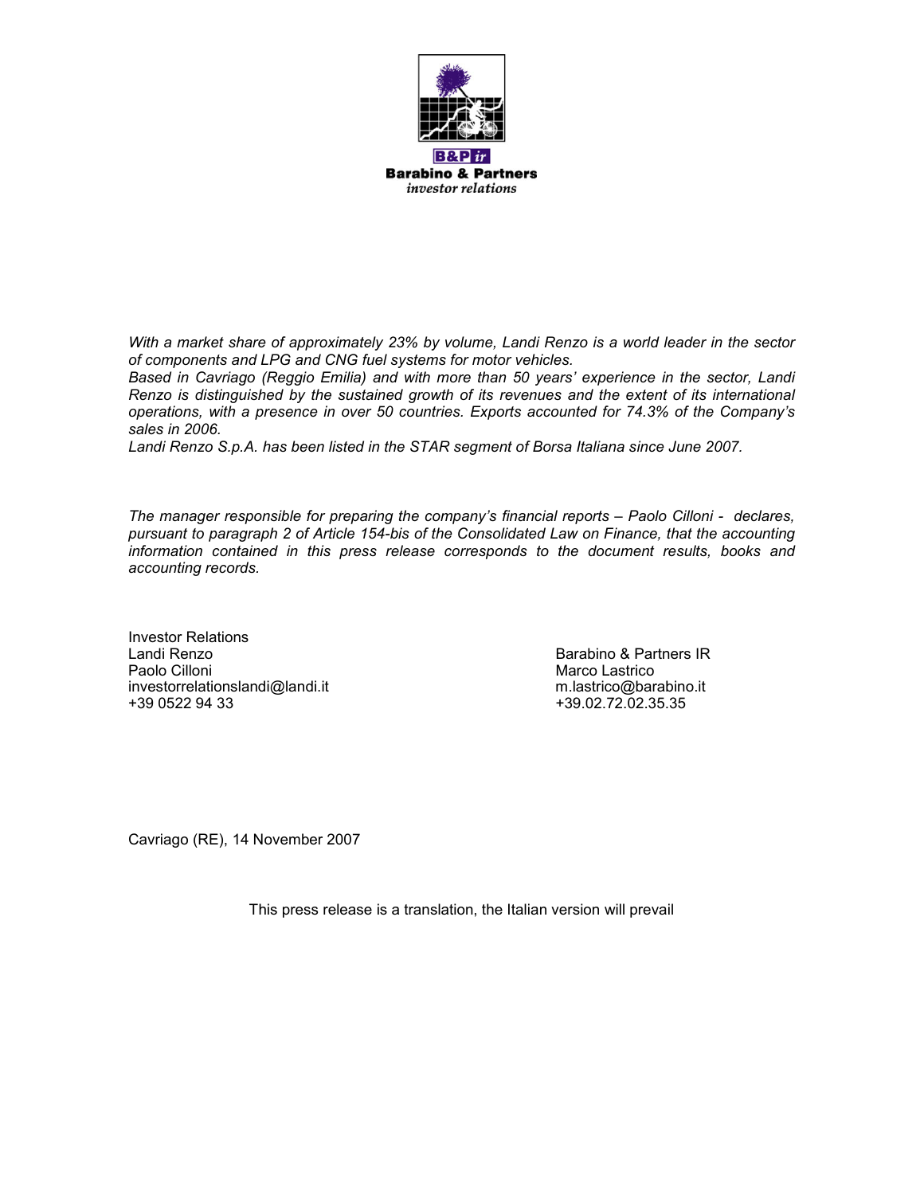*With a market share of approximately 23% by volume, Landi Renzo is a world leader in the sector of components and LPG and CNG fuel systems for motor vehicles.*
*Based in Cavriago (Reggio Emilia) and with more than 50 years' experience in the sector, Landi Renzo is distinguished by the sustained growth of its revenues and the extent of its international operations, with a presence in over 50 countries. Exports accounted for 74.3% of the Company's sales in 2006.*
*Landi Renzo S.p.A. has been listed in the STAR segment of Borsa Italiana since June 2007.*

*The manager responsible for preparing the company's financial reports – Paolo Cilloni - declares, pursuant to paragraph 2 of Article 154-bis of the Consolidated Law on Finance, that the accounting information contained in this press release corresponds to the document results, books and accounting records.*

Investor Relations
Landi Renzo
Paolo Cilloni
investorrelationslandi@landi.it
+39 0522 94 33

Barabino & Partners IR
Marco Lastrico
m.lastrico@barabino.it
+39.02.72.02.35.35

Cavriago (RE), 14 November 2007

This press release is a translation, the Italian version will prevail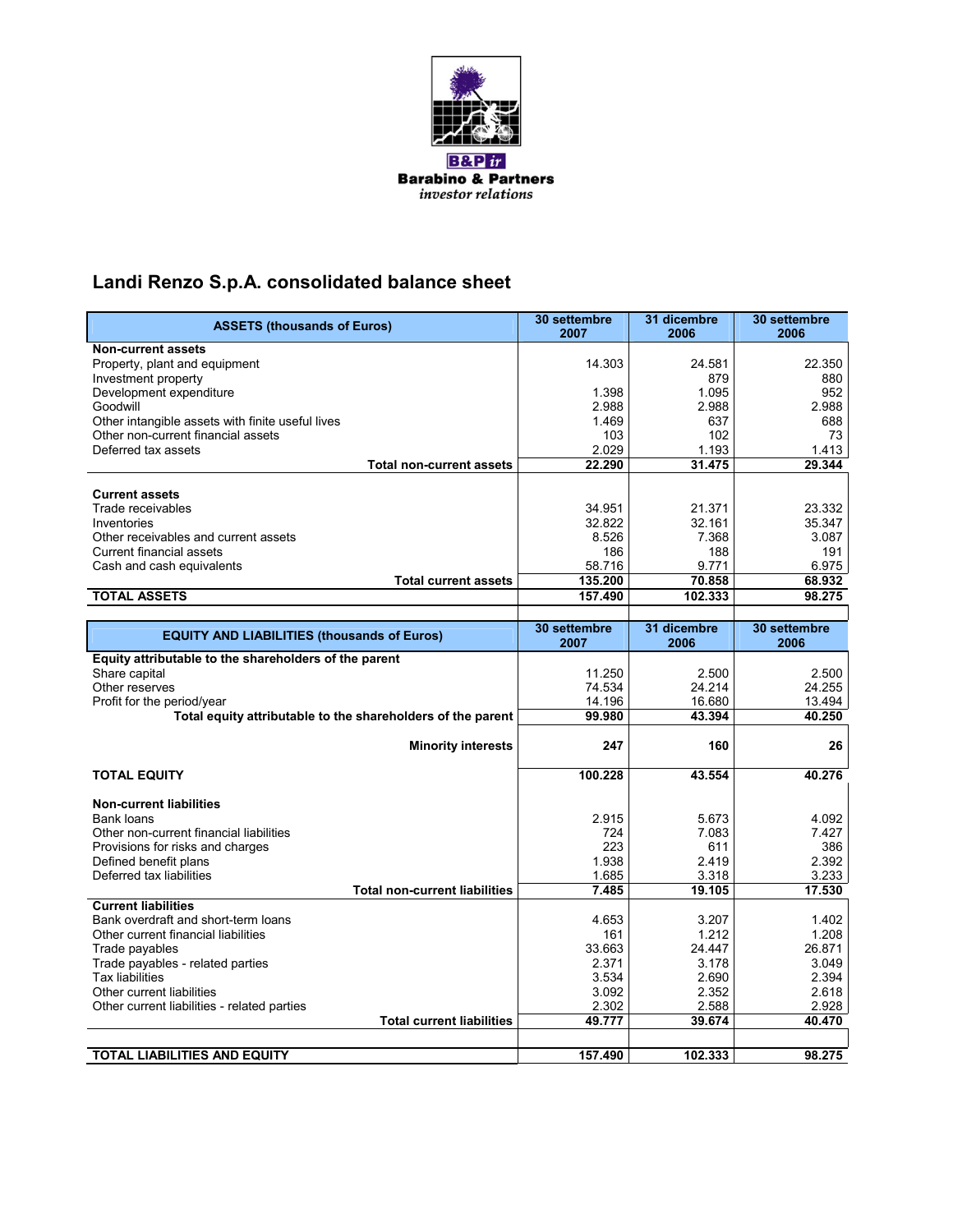**Barabino & Partners**
*investor relations*

# Landi Renzo S.p.A. consolidated balance sheet

| ASSETS (thousands of Euros) | 30 settembre 2007 | 31 dicembre 2006 | 30 settembre 2006 |
|---|---|---|---|
| **Non-current assets** | | | |
| Property, plant and equipment | 14.303 | 24.581 | 22.350 |
| Investment property | | 879 | 880 |
| Development expenditure | 1.398 | 1.095 | 952 |
| Goodwill | 2.988 | 2.988 | 2.988 |
| Other intangible assets with finite useful lives | 1.469 | 637 | 688 |
| Other non-current financial assets | 103 | 102 | 73 |
| Deferred tax assets | 2.029 | 1.193 | 1.413 |
| **Total non-current assets** | **22.290** | **31.475** | **29.344** |
| | | | |
| **Current assets** | | | |
| Trade receivables | 34.951 | 21.371 | 23.332 |
| Inventories | 32.822 | 32.161 | 35.347 |
| Other receivables and current assets | 8.526 | 7.368 | 3.087 |
| Current financial assets | 186 | 188 | 191 |
| Cash and cash equivalents | 58.716 | 9.771 | 6.975 |
| **Total current assets** | **135.200** | **70.858** | **68.932** |
| **TOTAL ASSETS** | **157.490** | **102.333** | **98.275** |

| EQUITY AND LIABILITIES (thousands of Euros) | 30 settembre 2007 | 31 dicembre 2006 | 30 settembre 2006 |
|---|---|---|---|
| **Equity attributable to the shareholders of the parent** | | | |
| Share capital | 11.250 | 2.500 | 2.500 |
| Other reserves | 74.534 | 24.214 | 24.255 |
| Profit for the period/year | 14.196 | 16.680 | 13.494 |
| **Total equity attributable to the shareholders of the parent** | **99.980** | **43.394** | **40.250** |
| **Minority interests** | **247** | **160** | **26** |
| **TOTAL EQUITY** | **100.228** | **43.554** | **40.276** |
| | | | |
| **Non-current liabilities** | | | |
| Bank loans | 2.915 | 5.673 | 4.092 |
| Other non-current financial liabilities | 724 | 7.083 | 7.427 |
| Provisions for risks and charges | 223 | 611 | 386 |
| Defined benefit plans | 1.938 | 2.419 | 2.392 |
| Deferred tax liabilities | 1.685 | 3.318 | 3.233 |
| **Total non-current liabilities** | **7.485** | **19.105** | **17.530** |
| **Current liabilities** | | | |
| Bank overdraft and short-term loans | 4.653 | 3.207 | 1.402 |
| Other current financial liabilities | 161 | 1.212 | 1.208 |
| Trade payables | 33.663 | 24.447 | 26.871 |
| Trade payables - related parties | 2.371 | 3.178 | 3.049 |
| Tax liabilities | 3.534 | 2.690 | 2.394 |
| Other current liabilities | 3.092 | 2.352 | 2.618 |
| Other current liabilities - related parties | 2.302 | 2.588 | 2.928 |
| **Total current liabilities** | **49.777** | **39.674** | **40.470** |
| | | | |
| **TOTAL LIABILITIES AND EQUITY** | **157.490** | **102.333** | **98.275** |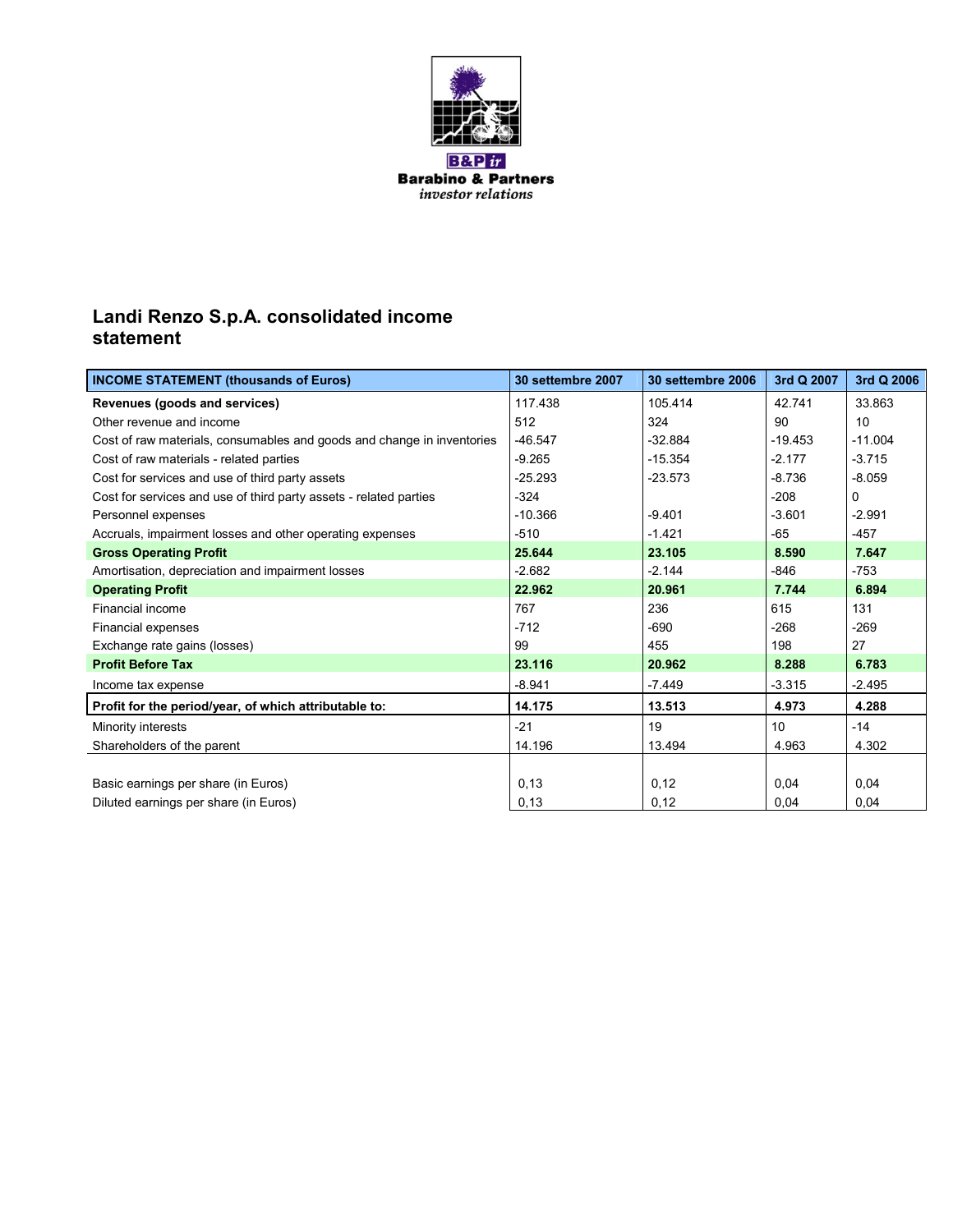B&P ir
**Barabino & Partners**
*investor relations*

## Landi Renzo S.p.A. consolidated income statement

| INCOME STATEMENT (thousands of Euros) | 30 settembre 2007 | 30 settembre 2006 | 3rd Q 2007 | 3rd Q 2006 |
|---|---|---|---|---|
| **Revenues (goods and services)** | 117.438 | 105.414 | 42.741 | 33.863 |
| Other revenue and income | 512 | 324 | 90 | 10 |
| Cost of raw materials, consumables and goods and change in inventories | -46.547 | -32.884 | -19.453 | -11.004 |
| Cost of raw materials - related parties | -9.265 | -15.354 | -2.177 | -3.715 |
| Cost for services and use of third party assets | -25.293 | -23.573 | -8.736 | -8.059 |
| Cost for services and use of third party assets - related parties | -324 | | -208 | 0 |
| Personnel expenses | -10.366 | -9.401 | -3.601 | -2.991 |
| Accruals, impairment losses and other operating expenses | -510 | -1.421 | -65 | -457 |
| **Gross Operating Profit** | **25.644** | **23.105** | **8.590** | **7.647** |
| Amortisation, depreciation and impairment losses | -2.682 | -2.144 | -846 | -753 |
| **Operating Profit** | **22.962** | **20.961** | **7.744** | **6.894** |
| Financial income | 767 | 236 | 615 | 131 |
| Financial expenses | -712 | -690 | -268 | -269 |
| Exchange rate gains (losses) | 99 | 455 | 198 | 27 |
| **Profit Before Tax** | **23.116** | **20.962** | **8.288** | **6.783** |
| Income tax expense | -8.941 | -7.449 | -3.315 | -2.495 |
| **Profit for the period/year, of which attributable to:** | **14.175** | **13.513** | **4.973** | **4.288** |
| Minority interests | -21 | 19 | 10 | -14 |
| Shareholders of the parent | 14.196 | 13.494 | 4.963 | 4.302 |
| | | | | |
| Basic earnings per share (in Euros) | 0,13 | 0,12 | 0,04 | 0,04 |
| Diluted earnings per share (in Euros) | 0,13 | 0,12 | 0,04 | 0,04 |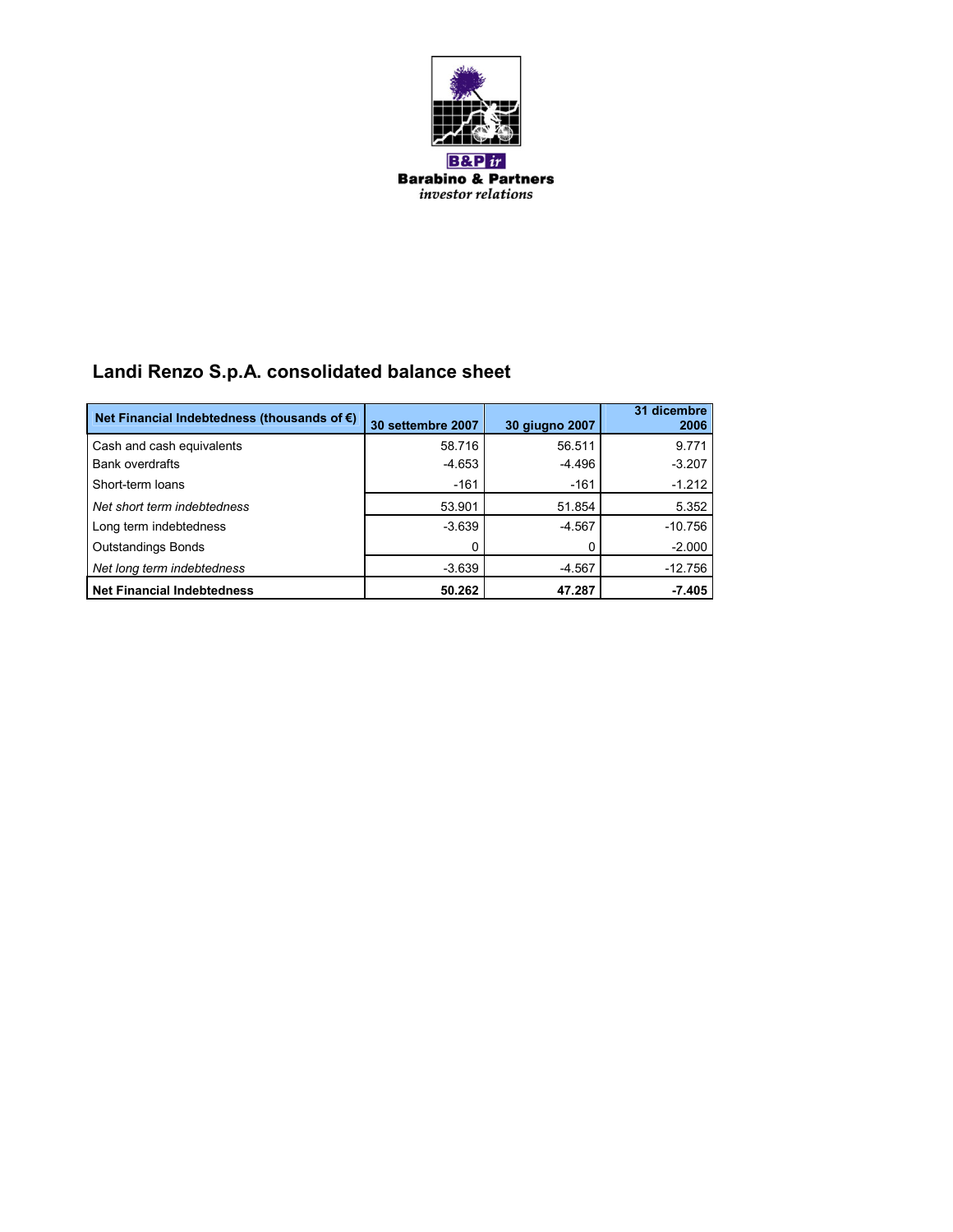Barabino & Partners
investor relations

## Landi Renzo S.p.A. consolidated balance sheet

| Net Financial Indebtedness (thousands of €) | 30 settembre 2007 | 30 giugno 2007 | 31 dicembre 2006 |
|---|---|---|---|
| Cash and cash equivalents | 58.716 | 56.511 | 9.771 |
| Bank overdrafts | -4.653 | -4.496 | -3.207 |
| Short-term loans | -161 | -161 | -1.212 |
| *Net short term indebtedness* | 53.901 | 51.854 | 5.352 |
| Long term indebtedness | -3.639 | -4.567 | -10.756 |
| Outstandings Bonds | 0 | 0 | -2.000 |
| *Net long term indebtedness* | -3.639 | -4.567 | -12.756 |
| **Net Financial Indebtedness** | **50.262** | **47.287** | **-7.405** |